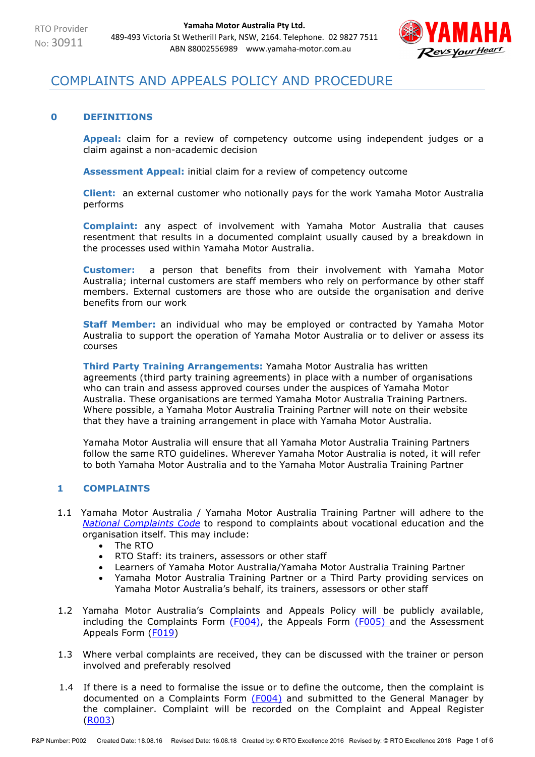RTO Provider No: 30911

**Yamaha Motor Australia Pty Ltd.**
489-493 Victoria St Wetherill Park, NSW, 2164. Telephone. 02 9827 7511
ABN 88002556989 www.yamaha-motor.com.au

# COMPLAINTS AND APPEALS POLICY AND PROCEDURE

## 0 DEFINITIONS

**Appeal:** claim for a review of competency outcome using independent judges or a claim against a non-academic decision

**Assessment Appeal:** initial claim for a review of competency outcome

**Client:** an external customer who notionally pays for the work Yamaha Motor Australia performs

**Complaint:** any aspect of involvement with Yamaha Motor Australia that causes resentment that results in a documented complaint usually caused by a breakdown in the processes used within Yamaha Motor Australia.

**Customer:** a person that benefits from their involvement with Yamaha Motor Australia; internal customers are staff members who rely on performance by other staff members. External customers are those who are outside the organisation and derive benefits from our work

**Staff Member:** an individual who may be employed or contracted by Yamaha Motor Australia to support the operation of Yamaha Motor Australia or to deliver or assess its courses

**Third Party Training Arrangements:** Yamaha Motor Australia has written agreements (third party training agreements) in place with a number of organisations who can train and assess approved courses under the auspices of Yamaha Motor Australia. These organisations are termed Yamaha Motor Australia Training Partners. Where possible, a Yamaha Motor Australia Training Partner will note on their website that they have a training arrangement in place with Yamaha Motor Australia.

Yamaha Motor Australia will ensure that all Yamaha Motor Australia Training Partners follow the same RTO guidelines. Wherever Yamaha Motor Australia is noted, it will refer to both Yamaha Motor Australia and to the Yamaha Motor Australia Training Partner

## 1 COMPLAINTS

1.1 Yamaha Motor Australia / Yamaha Motor Australia Training Partner will adhere to the *National Complaints Code* to respond to complaints about vocational education and the organisation itself. This may include:

- The RTO
- RTO Staff: its trainers, assessors or other staff
- Learners of Yamaha Motor Australia/Yamaha Motor Australia Training Partner
- Yamaha Motor Australia Training Partner or a Third Party providing services on Yamaha Motor Australia's behalf, its trainers, assessors or other staff

1.2 Yamaha Motor Australia's Complaints and Appeals Policy will be publicly available, including the Complaints Form (F004), the Appeals Form (F005) and the Assessment Appeals Form (F019)

1.3 Where verbal complaints are received, they can be discussed with the trainer or person involved and preferably resolved

1.4 If there is a need to formalise the issue or to define the outcome, then the complaint is documented on a Complaints Form (F004) and submitted to the General Manager by the complainer. Complaint will be recorded on the Complaint and Appeal Register (R003)

P&P Number: P002 Created Date: 18.08.16 Revised Date: 16.08.18 Created by: © RTO Excellence 2016 Revised by: © RTO Excellence 2018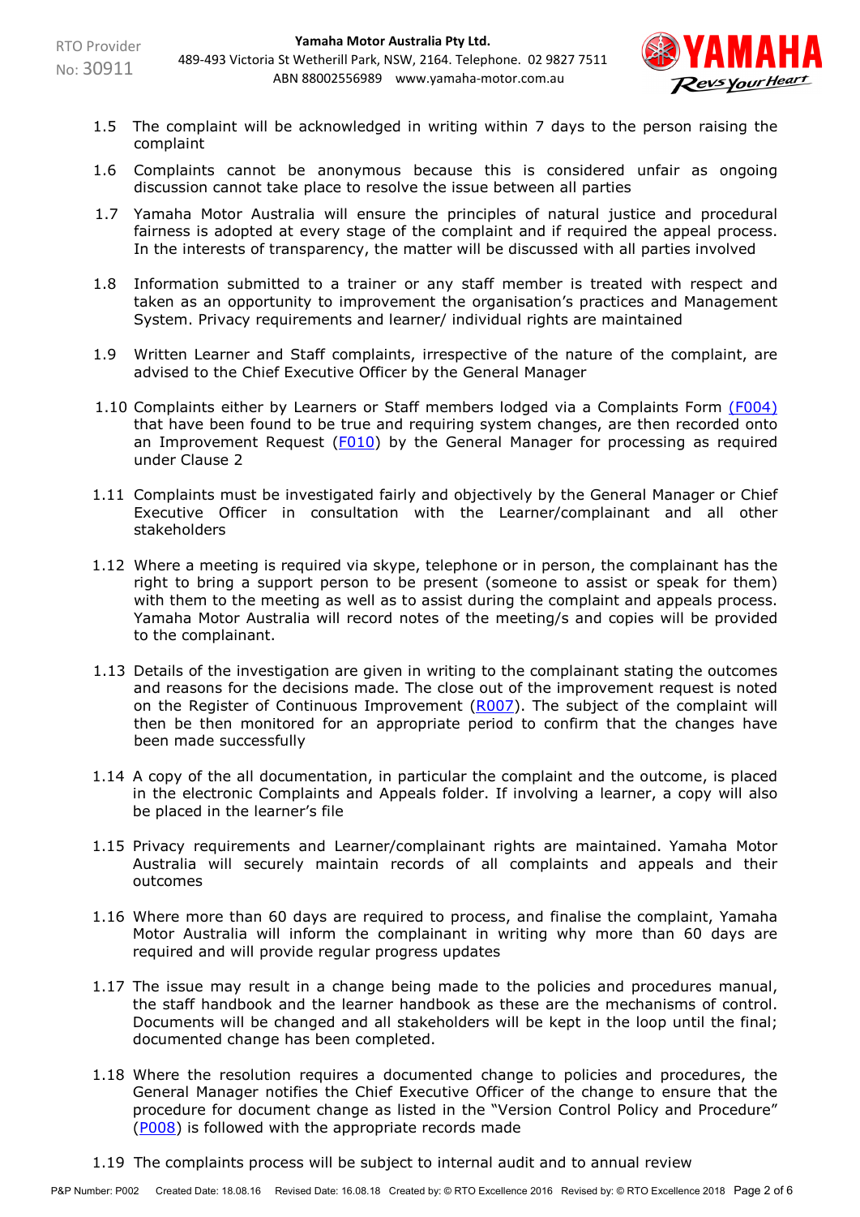1.5 The complaint will be acknowledged in writing within 7 days to the person raising the complaint

1.6 Complaints cannot be anonymous because this is considered unfair as ongoing discussion cannot take place to resolve the issue between all parties

1.7 Yamaha Motor Australia will ensure the principles of natural justice and procedural fairness is adopted at every stage of the complaint and if required the appeal process. In the interests of transparency, the matter will be discussed with all parties involved

1.8 Information submitted to a trainer or any staff member is treated with respect and taken as an opportunity to improvement the organisation's practices and Management System. Privacy requirements and learner/ individual rights are maintained

1.9 Written Learner and Staff complaints, irrespective of the nature of the complaint, are advised to the Chief Executive Officer by the General Manager

1.10 Complaints either by Learners or Staff members lodged via a Complaints Form (F004) that have been found to be true and requiring system changes, are then recorded onto an Improvement Request (F010) by the General Manager for processing as required under Clause 2

1.11 Complaints must be investigated fairly and objectively by the General Manager or Chief Executive Officer in consultation with the Learner/complainant and all other stakeholders

1.12 Where a meeting is required via skype, telephone or in person, the complainant has the right to bring a support person to be present (someone to assist or speak for them) with them to the meeting as well as to assist during the complaint and appeals process. Yamaha Motor Australia will record notes of the meeting/s and copies will be provided to the complainant.

1.13 Details of the investigation are given in writing to the complainant stating the outcomes and reasons for the decisions made. The close out of the improvement request is noted on the Register of Continuous Improvement (R007). The subject of the complaint will then be then monitored for an appropriate period to confirm that the changes have been made successfully

1.14 A copy of the all documentation, in particular the complaint and the outcome, is placed in the electronic Complaints and Appeals folder. If involving a learner, a copy will also be placed in the learner's file

1.15 Privacy requirements and Learner/complainant rights are maintained. Yamaha Motor Australia will securely maintain records of all complaints and appeals and their outcomes

1.16 Where more than 60 days are required to process, and finalise the complaint, Yamaha Motor Australia will inform the complainant in writing why more than 60 days are required and will provide regular progress updates

1.17 The issue may result in a change being made to the policies and procedures manual, the staff handbook and the learner handbook as these are the mechanisms of control. Documents will be changed and all stakeholders will be kept in the loop until the final; documented change has been completed.

1.18 Where the resolution requires a documented change to policies and procedures, the General Manager notifies the Chief Executive Officer of the change to ensure that the procedure for document change as listed in the "Version Control Policy and Procedure" (P008) is followed with the appropriate records made

1.19 The complaints process will be subject to internal audit and to annual review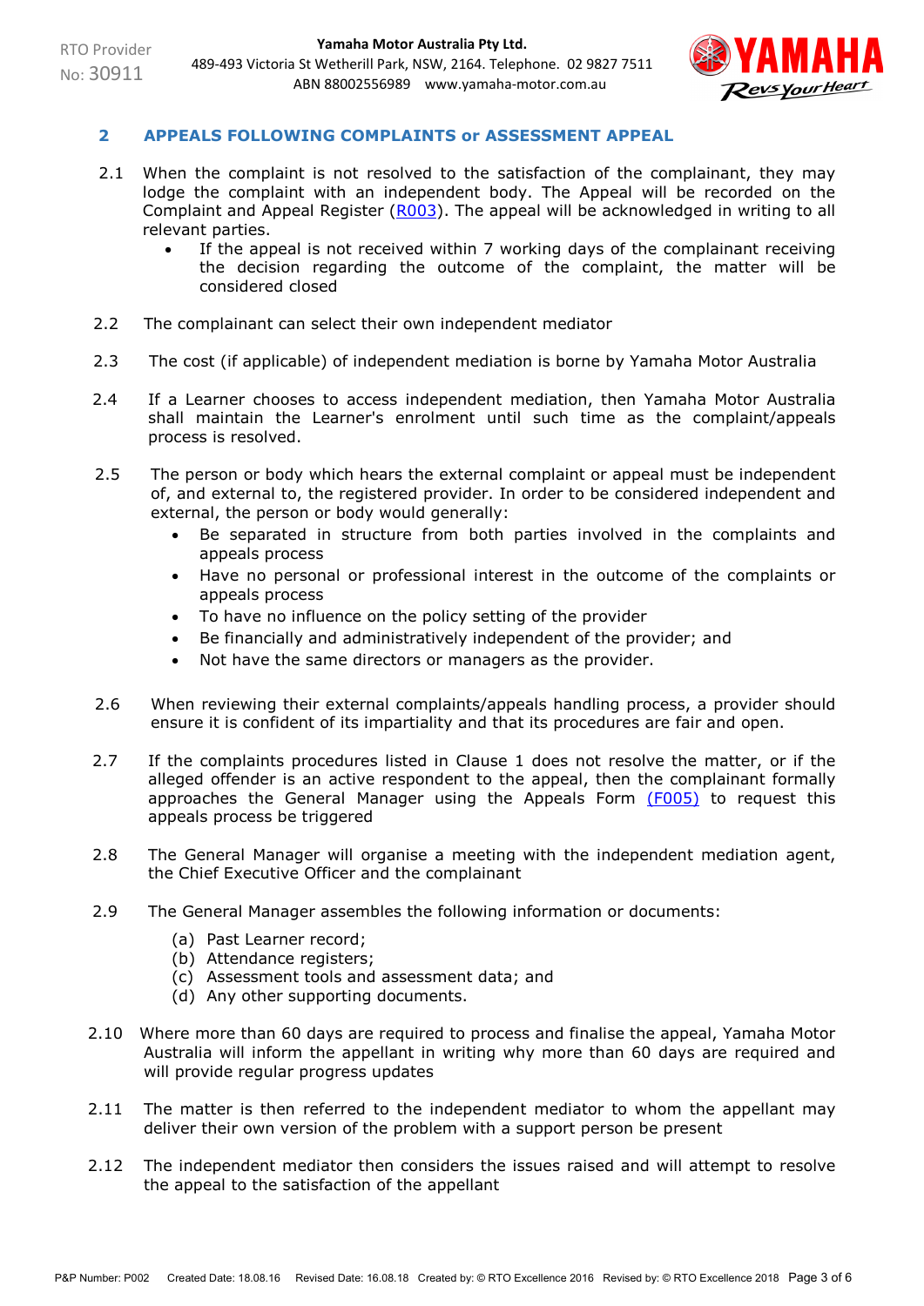## 2 APPEALS FOLLOWING COMPLAINTS or ASSESSMENT APPEAL

2.1 When the complaint is not resolved to the satisfaction of the complainant, they may lodge the complaint with an independent body. The Appeal will be recorded on the Complaint and Appeal Register (R003). The appeal will be acknowledged in writing to all relevant parties.

- If the appeal is not received within 7 working days of the complainant receiving the decision regarding the outcome of the complaint, the matter will be considered closed

2.2 The complainant can select their own independent mediator

2.3 The cost (if applicable) of independent mediation is borne by Yamaha Motor Australia

2.4 If a Learner chooses to access independent mediation, then Yamaha Motor Australia shall maintain the Learner's enrolment until such time as the complaint/appeals process is resolved.

2.5 The person or body which hears the external complaint or appeal must be independent of, and external to, the registered provider. In order to be considered independent and external, the person or body would generally:

- Be separated in structure from both parties involved in the complaints and appeals process
- Have no personal or professional interest in the outcome of the complaints or appeals process
- To have no influence on the policy setting of the provider
- Be financially and administratively independent of the provider; and
- Not have the same directors or managers as the provider.

2.6 When reviewing their external complaints/appeals handling process, a provider should ensure it is confident of its impartiality and that its procedures are fair and open.

2.7 If the complaints procedures listed in Clause 1 does not resolve the matter, or if the alleged offender is an active respondent to the appeal, then the complainant formally approaches the General Manager using the Appeals Form (F005) to request this appeals process be triggered

2.8 The General Manager will organise a meeting with the independent mediation agent, the Chief Executive Officer and the complainant

2.9 The General Manager assembles the following information or documents:

(a) Past Learner record;
(b) Attendance registers;
(c) Assessment tools and assessment data; and
(d) Any other supporting documents.

2.10 Where more than 60 days are required to process and finalise the appeal, Yamaha Motor Australia will inform the appellant in writing why more than 60 days are required and will provide regular progress updates

2.11 The matter is then referred to the independent mediator to whom the appellant may deliver their own version of the problem with a support person be present

2.12 The independent mediator then considers the issues raised and will attempt to resolve the appeal to the satisfaction of the appellant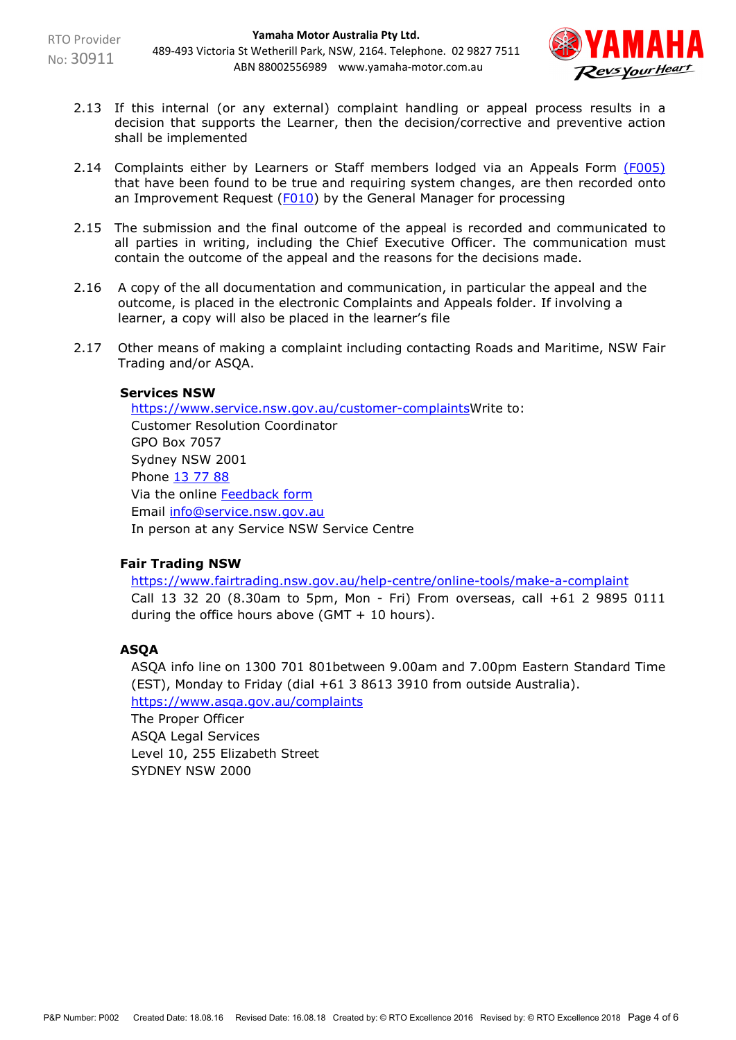2.13 If this internal (or any external) complaint handling or appeal process results in a decision that supports the Learner, then the decision/corrective and preventive action shall be implemented

2.14 Complaints either by Learners or Staff members lodged via an Appeals Form (F005) that have been found to be true and requiring system changes, are then recorded onto an Improvement Request (F010) by the General Manager for processing

2.15 The submission and the final outcome of the appeal is recorded and communicated to all parties in writing, including the Chief Executive Officer. The communication must contain the outcome of the appeal and the reasons for the decisions made.

2.16 A copy of the all documentation and communication, in particular the appeal and the outcome, is placed in the electronic Complaints and Appeals folder. If involving a learner, a copy will also be placed in the learner's file

2.17 Other means of making a complaint including contacting Roads and Maritime, NSW Fair Trading and/or ASQA.

**Services NSW**

https://www.service.nsw.gov.au/customer-complaintsWrite to:
Customer Resolution Coordinator
GPO Box 7057
Sydney NSW 2001
Phone 13 77 88
Via the online Feedback form
Email info@service.nsw.gov.au
In person at any Service NSW Service Centre

**Fair Trading NSW**

https://www.fairtrading.nsw.gov.au/help-centre/online-tools/make-a-complaint
Call 13 32 20 (8.30am to 5pm, Mon - Fri) From overseas, call +61 2 9895 0111 during the office hours above (GMT + 10 hours).

**ASQA**

ASQA info line on 1300 701 801between 9.00am and 7.00pm Eastern Standard Time (EST), Monday to Friday (dial +61 3 8613 3910 from outside Australia).
https://www.asqa.gov.au/complaints
The Proper Officer
ASQA Legal Services
Level 10, 255 Elizabeth Street
SYDNEY NSW 2000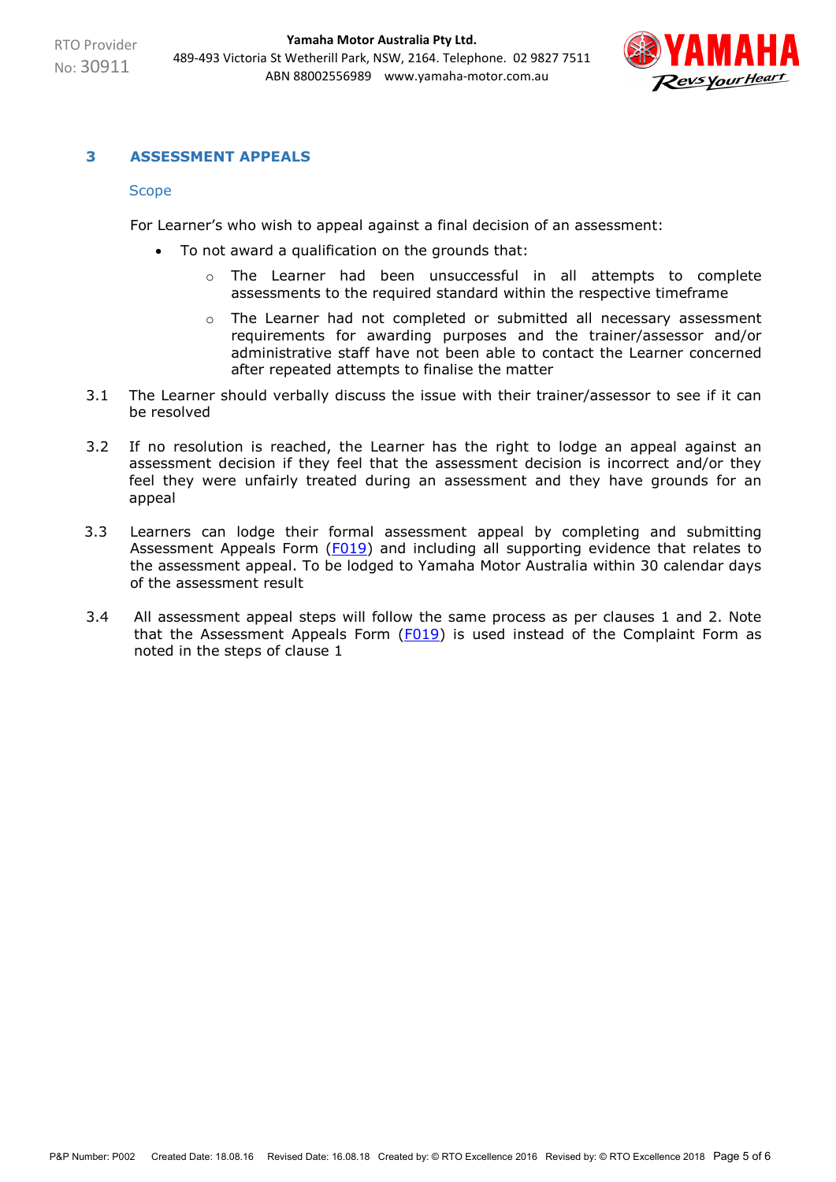## 3 ASSESSMENT APPEALS

### Scope

For Learner's who wish to appeal against a final decision of an assessment:

- To not award a qualification on the grounds that:
  - The Learner had been unsuccessful in all attempts to complete assessments to the required standard within the respective timeframe
  - The Learner had not completed or submitted all necessary assessment requirements for awarding purposes and the trainer/assessor and/or administrative staff have not been able to contact the Learner concerned after repeated attempts to finalise the matter

3.1 The Learner should verbally discuss the issue with their trainer/assessor to see if it can be resolved

3.2 If no resolution is reached, the Learner has the right to lodge an appeal against an assessment decision if they feel that the assessment decision is incorrect and/or they feel they were unfairly treated during an assessment and they have grounds for an appeal

3.3 Learners can lodge their formal assessment appeal by completing and submitting Assessment Appeals Form (F019) and including all supporting evidence that relates to the assessment appeal. To be lodged to Yamaha Motor Australia within 30 calendar days of the assessment result

3.4 All assessment appeal steps will follow the same process as per clauses 1 and 2. Note that the Assessment Appeals Form (F019) is used instead of the Complaint Form as noted in the steps of clause 1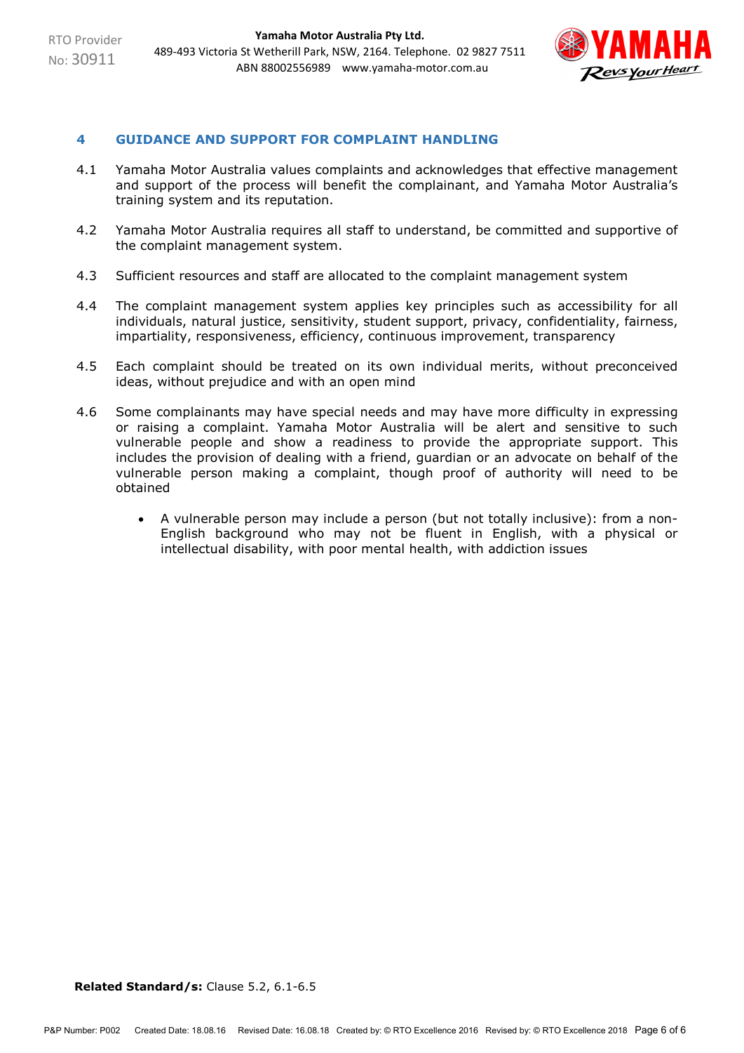## 4 GUIDANCE AND SUPPORT FOR COMPLAINT HANDLING

4.1 Yamaha Motor Australia values complaints and acknowledges that effective management and support of the process will benefit the complainant, and Yamaha Motor Australia's training system and its reputation.

4.2 Yamaha Motor Australia requires all staff to understand, be committed and supportive of the complaint management system.

4.3 Sufficient resources and staff are allocated to the complaint management system

4.4 The complaint management system applies key principles such as accessibility for all individuals, natural justice, sensitivity, student support, privacy, confidentiality, fairness, impartiality, responsiveness, efficiency, continuous improvement, transparency

4.5 Each complaint should be treated on its own individual merits, without preconceived ideas, without prejudice and with an open mind

4.6 Some complainants may have special needs and may have more difficulty in expressing or raising a complaint. Yamaha Motor Australia will be alert and sensitive to such vulnerable people and show a readiness to provide the appropriate support. This includes the provision of dealing with a friend, guardian or an advocate on behalf of the vulnerable person making a complaint, though proof of authority will need to be obtained

- A vulnerable person may include a person (but not totally inclusive): from a non-English background who may not be fluent in English, with a physical or intellectual disability, with poor mental health, with addiction issues

**Related Standard/s:** Clause 5.2, 6.1-6.5